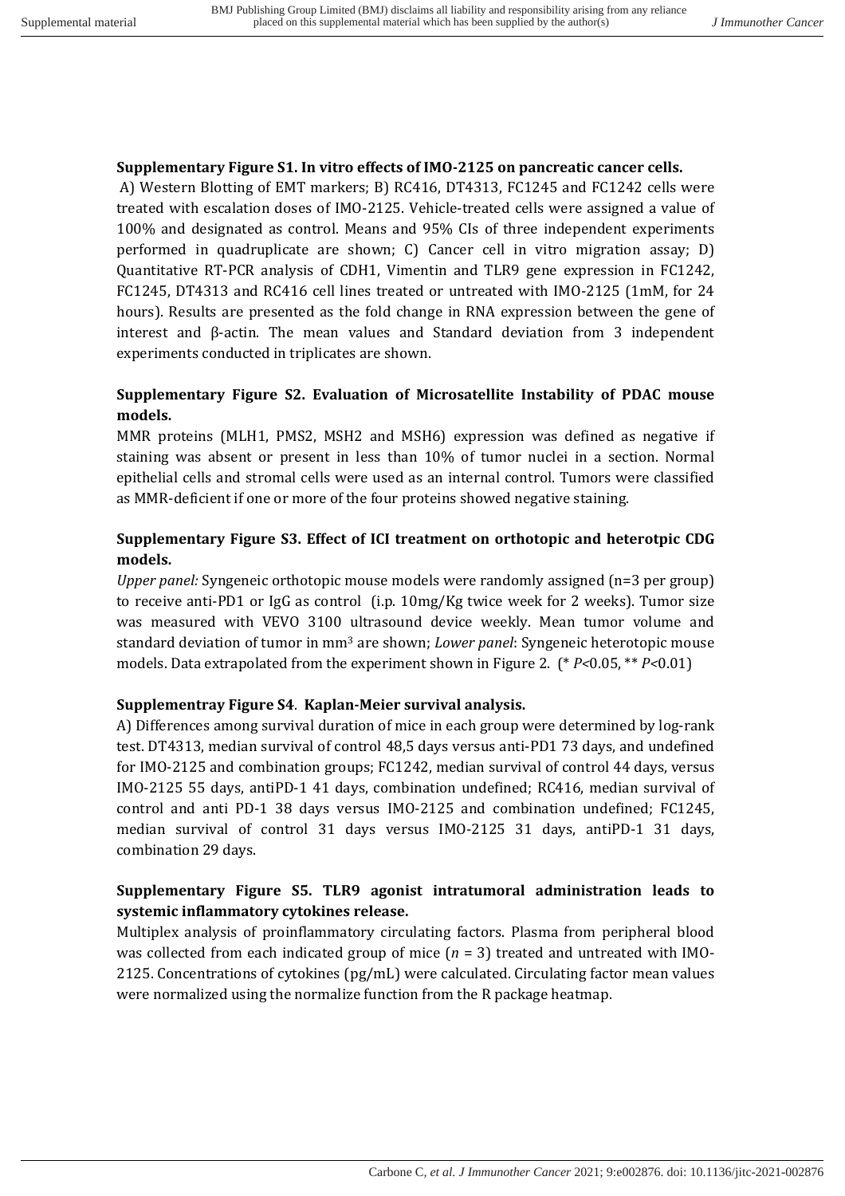**Supplementary Figure S1. In vitro effects of IMO-2125 on pancreatic cancer cells.**

A) Western Blotting of EMT markers; B) RC416, DT4313, FC1245 and FC1242 cells were treated with escalation doses of IMO-2125. Vehicle-treated cells were assigned a value of 100% and designated as control. Means and 95% CIs of three independent experiments performed in quadruplicate are shown; C) Cancer cell in vitro migration assay; D) Quantitative RT-PCR analysis of CDH1, Vimentin and TLR9 gene expression in FC1242, FC1245, DT4313 and RC416 cell lines treated or untreated with IMO-2125 (1mM, for 24 hours). Results are presented as the fold change in RNA expression between the gene of interest and β-actin. The mean values and Standard deviation from 3 independent experiments conducted in triplicates are shown.

**Supplementary Figure S2. Evaluation of Microsatellite Instability of PDAC mouse models.**

MMR proteins (MLH1, PMS2, MSH2 and MSH6) expression was defined as negative if staining was absent or present in less than 10% of tumor nuclei in a section. Normal epithelial cells and stromal cells were used as an internal control. Tumors were classified as MMR-deficient if one or more of the four proteins showed negative staining.

**Supplementary Figure S3. Effect of ICI treatment on orthotopic and heterotpic CDG models.**

*Upper panel:* Syngeneic orthotopic mouse models were randomly assigned (n=3 per group) to receive anti-PD1 or IgG as control (i.p. 10mg/Kg twice week for 2 weeks). Tumor size was measured with VEVO 3100 ultrasound device weekly. Mean tumor volume and standard deviation of tumor in mm$^3$ are shown; *Lower panel*: Syngeneic heterotopic mouse models. Data extrapolated from the experiment shown in Figure 2. (* $P<0.05$, ** $P<0.01$)

**Supplementray Figure S4**. **Kaplan-Meier survival analysis.**

A) Differences among survival duration of mice in each group were determined by log-rank test. DT4313, median survival of control 48,5 days versus anti-PD1 73 days, and undefined for IMO-2125 and combination groups; FC1242, median survival of control 44 days, versus IMO-2125 55 days, antiPD-1 41 days, combination undefined; RC416, median survival of control and anti PD-1 38 days versus IMO-2125 and combination undefined; FC1245, median survival of control 31 days versus IMO-2125 31 days, antiPD-1 31 days, combination 29 days.

**Supplementary Figure S5. TLR9 agonist intratumoral administration leads to systemic inflammatory cytokines release.**

Multiplex analysis of proinflammatory circulating factors. Plasma from peripheral blood was collected from each indicated group of mice ($n$ = 3) treated and untreated with IMO-2125. Concentrations of cytokines (pg/mL) were calculated. Circulating factor mean values were normalized using the normalize function from the R package heatmap.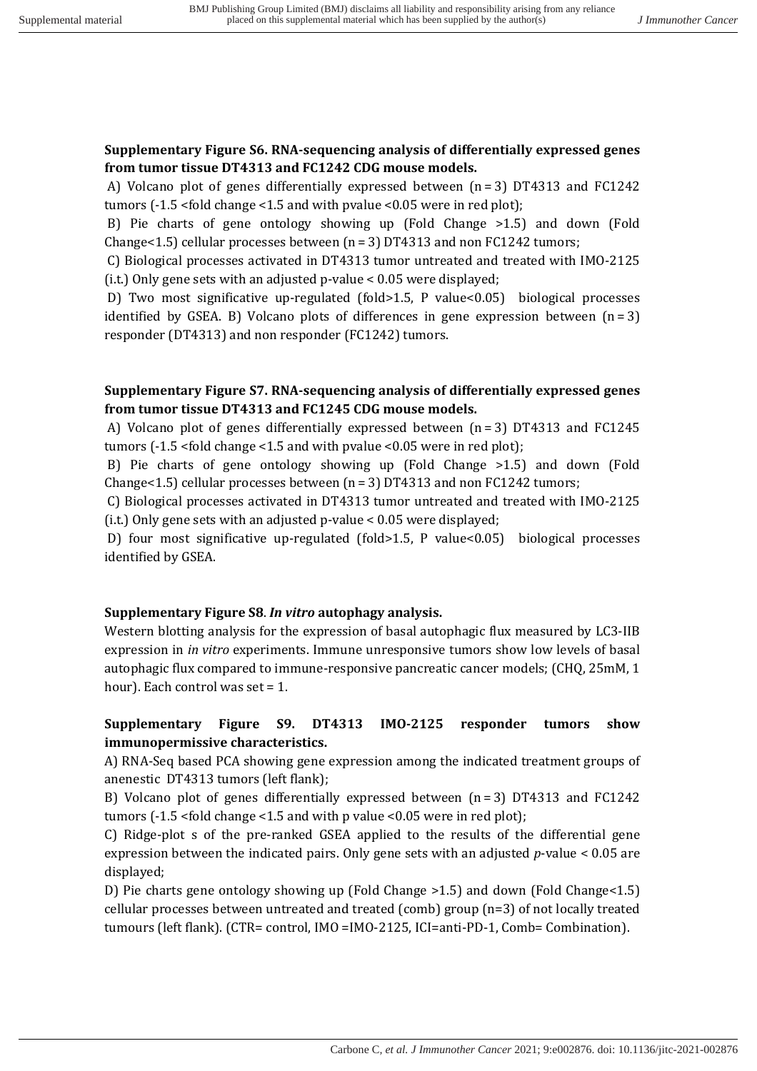**Supplementary Figure S6. RNA-sequencing analysis of differentially expressed genes from tumor tissue DT4313 and FC1242 CDG mouse models.**

A) Volcano plot of genes differentially expressed between (n = 3) DT4313 and FC1242 tumors (-1.5 <fold change <1.5 and with pvalue <0.05 were in red plot);

B) Pie charts of gene ontology showing up (Fold Change >1.5) and down (Fold Change<1.5) cellular processes between (n = 3) DT4313 and non FC1242 tumors;

C) Biological processes activated in DT4313 tumor untreated and treated with IMO-2125 (i.t.) Only gene sets with an adjusted p-value < 0.05 were displayed;

D) Two most significative up-regulated (fold>1.5, P value<0.05) biological processes identified by GSEA. B) Volcano plots of differences in gene expression between (n = 3) responder (DT4313) and non responder (FC1242) tumors.

**Supplementary Figure S7. RNA-sequencing analysis of differentially expressed genes from tumor tissue DT4313 and FC1245 CDG mouse models.**

A) Volcano plot of genes differentially expressed between (n = 3) DT4313 and FC1245 tumors (-1.5 <fold change <1.5 and with pvalue <0.05 were in red plot);

B) Pie charts of gene ontology showing up (Fold Change >1.5) and down (Fold Change<1.5) cellular processes between (n = 3) DT4313 and non FC1242 tumors;

C) Biological processes activated in DT4313 tumor untreated and treated with IMO-2125 (i.t.) Only gene sets with an adjusted p-value < 0.05 were displayed;

D) four most significative up-regulated (fold>1.5, P value<0.05) biological processes identified by GSEA.

**Supplementary Figure S8**. ***In vitro* autophagy analysis.**

Western blotting analysis for the expression of basal autophagic flux measured by LC3-IIB expression in *in vitro* experiments. Immune unresponsive tumors show low levels of basal autophagic flux compared to immune-responsive pancreatic cancer models; (CHQ, 25mM, 1 hour). Each control was set = 1.

**Supplementary Figure S9. DT4313 IMO-2125 responder tumors show immunopermissive characteristics.**

A) RNA-Seq based PCA showing gene expression among the indicated treatment groups of anenestic DT4313 tumors (left flank);

B) Volcano plot of genes differentially expressed between (n = 3) DT4313 and FC1242 tumors (-1.5 <fold change <1.5 and with p value <0.05 were in red plot);

C) Ridge-plot s of the pre-ranked GSEA applied to the results of the differential gene expression between the indicated pairs. Only gene sets with an adjusted *p*-value < 0.05 are displayed;

D) Pie charts gene ontology showing up (Fold Change >1.5) and down (Fold Change<1.5) cellular processes between untreated and treated (comb) group (n=3) of not locally treated tumours (left flank). (CTR= control, IMO =IMO-2125, ICI=anti-PD-1, Comb= Combination).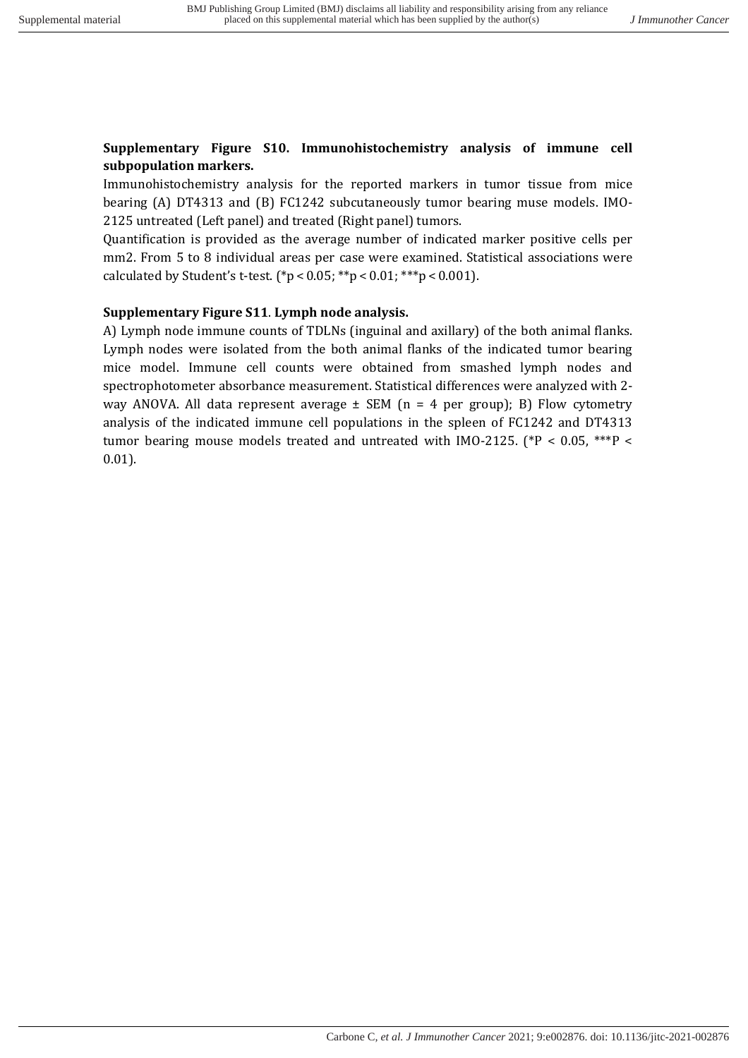**Supplementary Figure S10. Immunohistochemistry analysis of immune cell subpopulation markers.**

Immunohistochemistry analysis for the reported markers in tumor tissue from mice bearing (A) DT4313 and (B) FC1242 subcutaneously tumor bearing muse models. IMO-2125 untreated (Left panel) and treated (Right panel) tumors.

Quantification is provided as the average number of indicated marker positive cells per mm2. From 5 to 8 individual areas per case were examined. Statistical associations were calculated by Student's t-test. (*p < 0.05; **p < 0.01; ***p < 0.001).

**Supplementary Figure S11**. **Lymph node analysis.**

A) Lymph node immune counts of TDLNs (inguinal and axillary) of the both animal flanks. Lymph nodes were isolated from the both animal flanks of the indicated tumor bearing mice model. Immune cell counts were obtained from smashed lymph nodes and spectrophotometer absorbance measurement. Statistical differences were analyzed with 2-way ANOVA. All data represent average ± SEM (n = 4 per group); B) Flow cytometry analysis of the indicated immune cell populations in the spleen of FC1242 and DT4313 tumor bearing mouse models treated and untreated with IMO-2125. (*P < 0.05, ***P < 0.01).